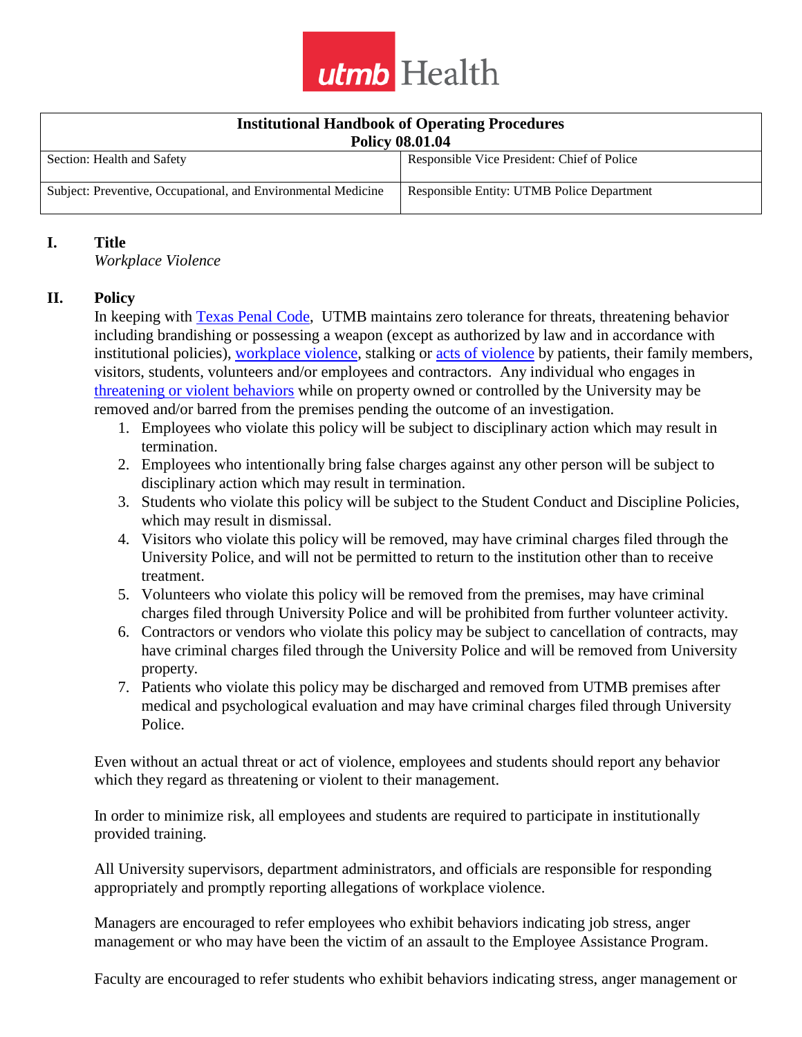utmb Health

| Institutional Handbook of Operating Procedures<br>Policy 08.01.04 | |
|---|---|
| Section: Health and Safety | Responsible Vice President: Chief of Police |
| Subject: Preventive, Occupational, and Environmental Medicine | Responsible Entity: UTMB Police Department |

## I. Title

*Workplace Violence*

## II. Policy

In keeping with Texas Penal Code, UTMB maintains zero tolerance for threats, threatening behavior including brandishing or possessing a weapon (except as authorized by law and in accordance with institutional policies), workplace violence, stalking or acts of violence by patients, their family members, visitors, students, volunteers and/or employees and contractors. Any individual who engages in threatening or violent behaviors while on property owned or controlled by the University may be removed and/or barred from the premises pending the outcome of an investigation.

1. Employees who violate this policy will be subject to disciplinary action which may result in termination.
2. Employees who intentionally bring false charges against any other person will be subject to disciplinary action which may result in termination.
3. Students who violate this policy will be subject to the Student Conduct and Discipline Policies, which may result in dismissal.
4. Visitors who violate this policy will be removed, may have criminal charges filed through the University Police, and will not be permitted to return to the institution other than to receive treatment.
5. Volunteers who violate this policy will be removed from the premises, may have criminal charges filed through University Police and will be prohibited from further volunteer activity.
6. Contractors or vendors who violate this policy may be subject to cancellation of contracts, may have criminal charges filed through the University Police and will be removed from University property.
7. Patients who violate this policy may be discharged and removed from UTMB premises after medical and psychological evaluation and may have criminal charges filed through University Police.

Even without an actual threat or act of violence, employees and students should report any behavior which they regard as threatening or violent to their management.

In order to minimize risk, all employees and students are required to participate in institutionally provided training.

All University supervisors, department administrators, and officials are responsible for responding appropriately and promptly reporting allegations of workplace violence.

Managers are encouraged to refer employees who exhibit behaviors indicating job stress, anger management or who may have been the victim of an assault to the Employee Assistance Program.

Faculty are encouraged to refer students who exhibit behaviors indicating stress, anger management or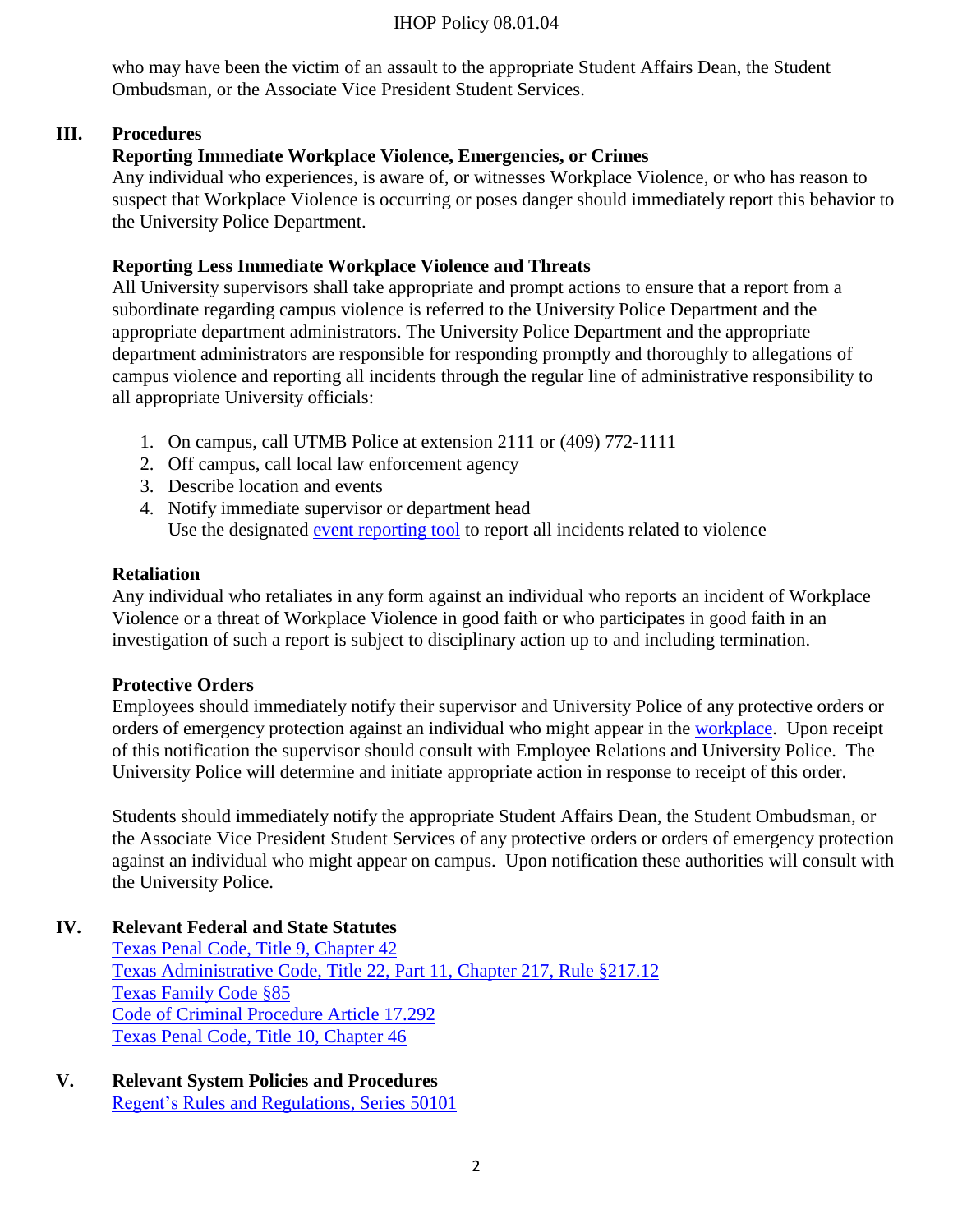who may have been the victim of an assault to the appropriate Student Affairs Dean, the Student Ombudsman, or the Associate Vice President Student Services.

## III. Procedures

### Reporting Immediate Workplace Violence, Emergencies, or Crimes

Any individual who experiences, is aware of, or witnesses Workplace Violence, or who has reason to suspect that Workplace Violence is occurring or poses danger should immediately report this behavior to the University Police Department.

### Reporting Less Immediate Workplace Violence and Threats

All University supervisors shall take appropriate and prompt actions to ensure that a report from a subordinate regarding campus violence is referred to the University Police Department and the appropriate department administrators. The University Police Department and the appropriate department administrators are responsible for responding promptly and thoroughly to allegations of campus violence and reporting all incidents through the regular line of administrative responsibility to all appropriate University officials:

1. On campus, call UTMB Police at extension 2111 or (409) 772-1111
2. Off campus, call local law enforcement agency
3. Describe location and events
4. Notify immediate supervisor or department head
   Use the designated event reporting tool to report all incidents related to violence

### Retaliation

Any individual who retaliates in any form against an individual who reports an incident of Workplace Violence or a threat of Workplace Violence in good faith or who participates in good faith in an investigation of such a report is subject to disciplinary action up to and including termination.

### Protective Orders

Employees should immediately notify their supervisor and University Police of any protective orders or orders of emergency protection against an individual who might appear in the workplace. Upon receipt of this notification the supervisor should consult with Employee Relations and University Police. The University Police will determine and initiate appropriate action in response to receipt of this order.

Students should immediately notify the appropriate Student Affairs Dean, the Student Ombudsman, or the Associate Vice President Student Services of any protective orders or orders of emergency protection against an individual who might appear on campus. Upon notification these authorities will consult with the University Police.

## IV. Relevant Federal and State Statutes

Texas Penal Code, Title 9, Chapter 42
Texas Administrative Code, Title 22, Part 11, Chapter 217, Rule §217.12
Texas Family Code §85
Code of Criminal Procedure Article 17.292
Texas Penal Code, Title 10, Chapter 46

## V. Relevant System Policies and Procedures

Regent's Rules and Regulations, Series 50101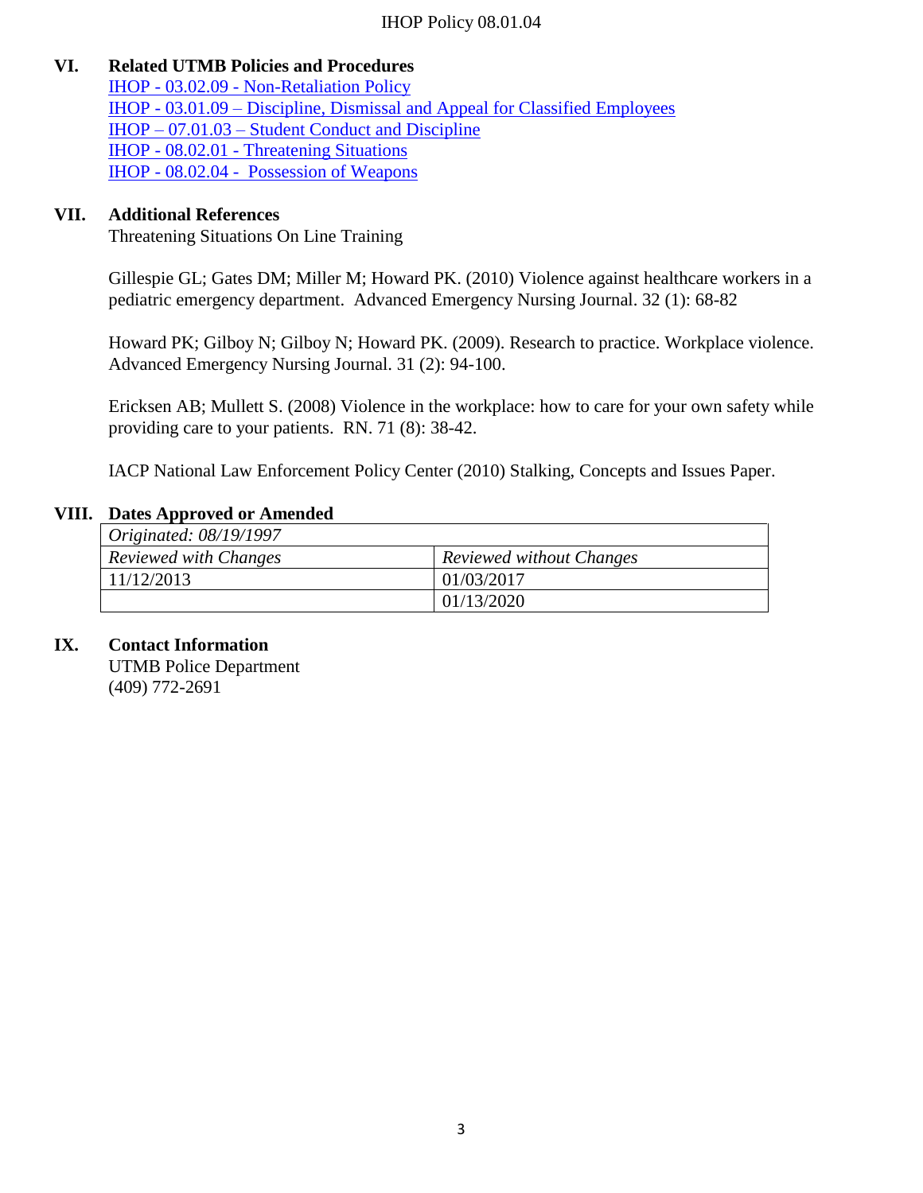## VI. Related UTMB Policies and Procedures

[IHOP - 03.02.09 - Non-Retaliation Policy](#)
[IHOP - 03.01.09 – Discipline, Dismissal and Appeal for Classified Employees](#)
[IHOP – 07.01.03 – Student Conduct and Discipline](#)
[IHOP - 08.02.01 - Threatening Situations](#)
[IHOP - 08.02.04 - Possession of Weapons](#)

## VII. Additional References

Threatening Situations On Line Training

Gillespie GL; Gates DM; Miller M; Howard PK. (2010) Violence against healthcare workers in a pediatric emergency department. Advanced Emergency Nursing Journal. 32 (1): 68-82

Howard PK; Gilboy N; Gilboy N; Howard PK. (2009). Research to practice. Workplace violence. Advanced Emergency Nursing Journal. 31 (2): 94-100.

Ericksen AB; Mullett S. (2008) Violence in the workplace: how to care for your own safety while providing care to your patients. RN. 71 (8): 38-42.

IACP National Law Enforcement Policy Center (2010) Stalking, Concepts and Issues Paper.

## VIII. Dates Approved or Amended

| *Originated: 08/19/1997* | |
|---|---|
| *Reviewed with Changes* | *Reviewed without Changes* |
| 11/12/2013 | 01/03/2017 |
| | 01/13/2020 |

## IX. Contact Information

UTMB Police Department
(409) 772-2691